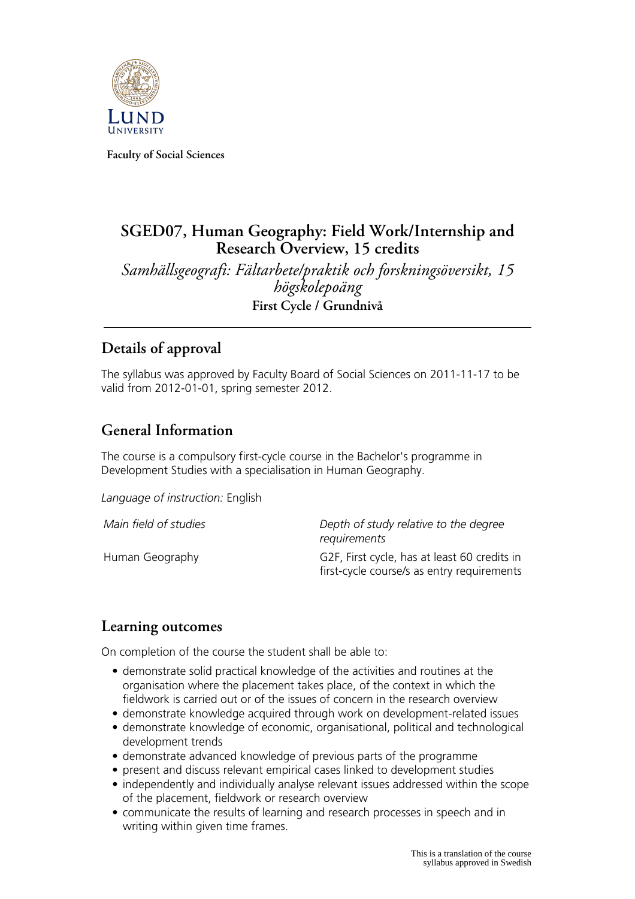Faculty of Social Sciences

# SGED07, Human Geography: Field Work/Internship and Research Overview, 15 credits

*Samhällsgeografi: Fältarbete/praktik och forskningsöversikt, 15 högskolepoäng*

**First Cycle / Grundnivå**

## Details of approval

The syllabus was approved by Faculty Board of Social Sciences on 2011-11-17 to be valid from 2012-01-01, spring semester 2012.

## General Information

The course is a compulsory first-cycle course in the Bachelor's programme in Development Studies with a specialisation in Human Geography.

*Language of instruction:* English

| *Main field of studies* | *Depth of study relative to the degree requirements* |
|---|---|
| Human Geography | G2F, First cycle, has at least 60 credits in first-cycle course/s as entry requirements |

## Learning outcomes

On completion of the course the student shall be able to:

- demonstrate solid practical knowledge of the activities and routines at the organisation where the placement takes place, of the context in which the fieldwork is carried out or of the issues of concern in the research overview
- demonstrate knowledge acquired through work on development-related issues
- demonstrate knowledge of economic, organisational, political and technological development trends
- demonstrate advanced knowledge of previous parts of the programme
- present and discuss relevant empirical cases linked to development studies
- independently and individually analyse relevant issues addressed within the scope of the placement, fieldwork or research overview
- communicate the results of learning and research processes in speech and in writing within given time frames.

This is a translation of the course syllabus approved in Swedish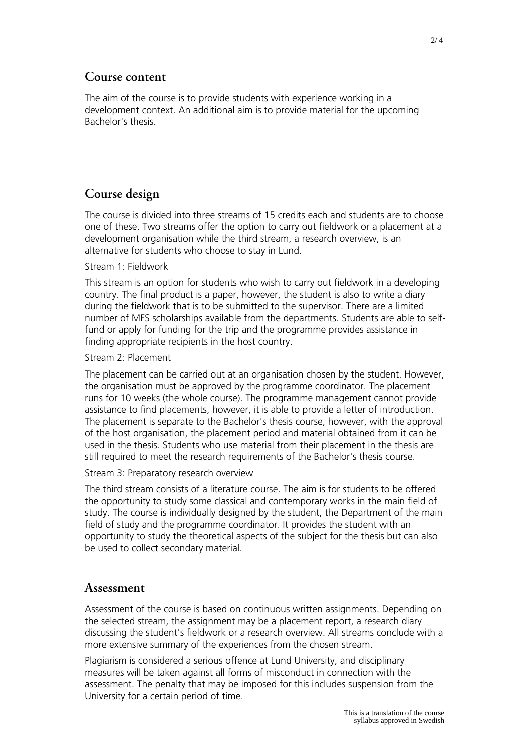## Course content

The aim of the course is to provide students with experience working in a development context. An additional aim is to provide material for the upcoming Bachelor's thesis.

## Course design

The course is divided into three streams of 15 credits each and students are to choose one of these. Two streams offer the option to carry out fieldwork or a placement at a development organisation while the third stream, a research overview, is an alternative for students who choose to stay in Lund.

Stream 1: Fieldwork

This stream is an option for students who wish to carry out fieldwork in a developing country. The final product is a paper, however, the student is also to write a diary during the fieldwork that is to be submitted to the supervisor. There are a limited number of MFS scholarships available from the departments. Students are able to self-fund or apply for funding for the trip and the programme provides assistance in finding appropriate recipients in the host country.

Stream 2: Placement

The placement can be carried out at an organisation chosen by the student. However, the organisation must be approved by the programme coordinator. The placement runs for 10 weeks (the whole course). The programme management cannot provide assistance to find placements, however, it is able to provide a letter of introduction. The placement is separate to the Bachelor's thesis course, however, with the approval of the host organisation, the placement period and material obtained from it can be used in the thesis. Students who use material from their placement in the thesis are still required to meet the research requirements of the Bachelor's thesis course.

Stream 3: Preparatory research overview

The third stream consists of a literature course. The aim is for students to be offered the opportunity to study some classical and contemporary works in the main field of study. The course is individually designed by the student, the Department of the main field of study and the programme coordinator. It provides the student with an opportunity to study the theoretical aspects of the subject for the thesis but can also be used to collect secondary material.

## Assessment

Assessment of the course is based on continuous written assignments. Depending on the selected stream, the assignment may be a placement report, a research diary discussing the student's fieldwork or a research overview. All streams conclude with a more extensive summary of the experiences from the chosen stream.

Plagiarism is considered a serious offence at Lund University, and disciplinary measures will be taken against all forms of misconduct in connection with the assessment. The penalty that may be imposed for this includes suspension from the University for a certain period of time.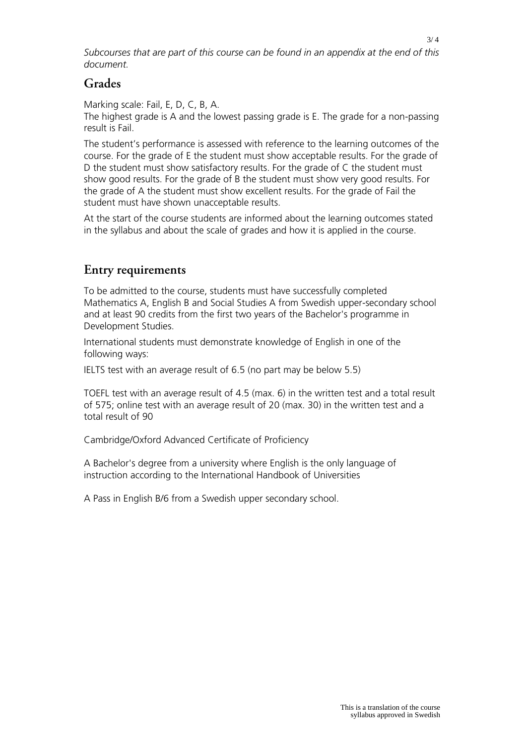*Subcourses that are part of this course can be found in an appendix at the end of this document.*

## Grades

Marking scale: Fail, E, D, C, B, A.
The highest grade is A and the lowest passing grade is E. The grade for a non-passing result is Fail.

The student's performance is assessed with reference to the learning outcomes of the course. For the grade of E the student must show acceptable results. For the grade of D the student must show satisfactory results. For the grade of C the student must show good results. For the grade of B the student must show very good results. For the grade of A the student must show excellent results. For the grade of Fail the student must have shown unacceptable results.

At the start of the course students are informed about the learning outcomes stated in the syllabus and about the scale of grades and how it is applied in the course.

## Entry requirements

To be admitted to the course, students must have successfully completed Mathematics A, English B and Social Studies A from Swedish upper-secondary school and at least 90 credits from the first two years of the Bachelor's programme in Development Studies.

International students must demonstrate knowledge of English in one of the following ways:

IELTS test with an average result of 6.5 (no part may be below 5.5)

TOEFL test with an average result of 4.5 (max. 6) in the written test and a total result of 575; online test with an average result of 20 (max. 30) in the written test and a total result of 90

Cambridge/Oxford Advanced Certificate of Proficiency

A Bachelor's degree from a university where English is the only language of instruction according to the International Handbook of Universities

A Pass in English B/6 from a Swedish upper secondary school.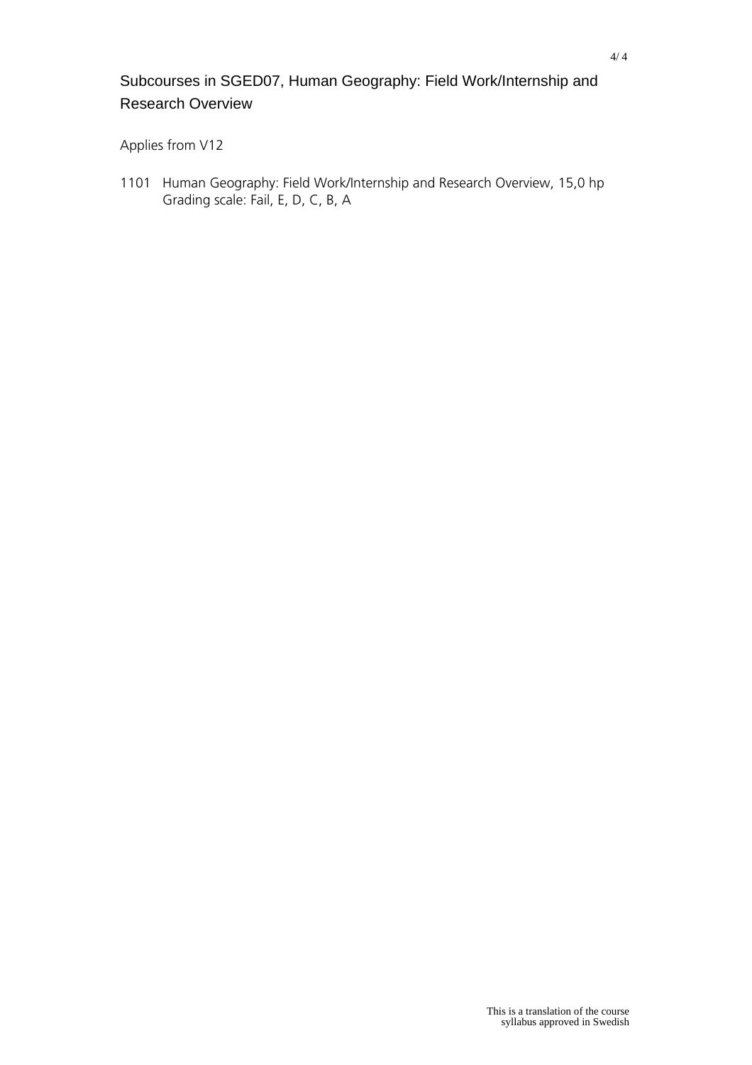## Subcourses in SGED07, Human Geography: Field Work/Internship and Research Overview

Applies from V12

1101 Human Geography: Field Work/Internship and Research Overview, 15,0 hp
Grading scale: Fail, E, D, C, B, A

This is a translation of the course syllabus approved in Swedish